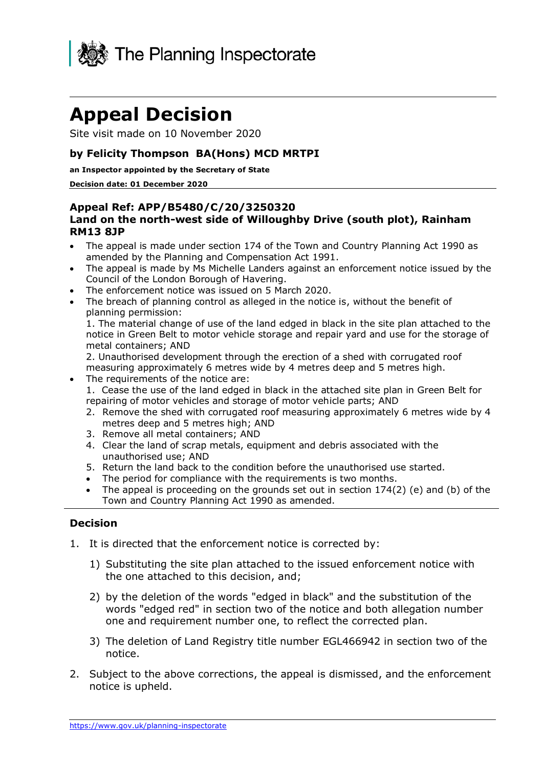The Planning Inspectorate

# Appeal Decision

Site visit made on 10 November 2020

### by Felicity Thompson BA(Hons) MCD MRTPI

**an Inspector appointed by the Secretary of State**

**Decision date: 01 December 2020**

### Appeal Ref: APP/B5480/C/20/3250320
### Land on the north-west side of Willoughby Drive (south plot), Rainham RM13 8JP

- The appeal is made under section 174 of the Town and Country Planning Act 1990 as amended by the Planning and Compensation Act 1991.
- The appeal is made by Ms Michelle Landers against an enforcement notice issued by the Council of the London Borough of Havering.
- The enforcement notice was issued on 5 March 2020.
- The breach of planning control as alleged in the notice is, without the benefit of planning permission:
  1. The material change of use of the land edged in black in the site plan attached to the notice in Green Belt to motor vehicle storage and repair yard and use for the storage of metal containers; AND
  2. Unauthorised development through the erection of a shed with corrugated roof measuring approximately 6 metres wide by 4 metres deep and 5 metres high.
- The requirements of the notice are:
  1. Cease the use of the land edged in black in the attached site plan in Green Belt for repairing of motor vehicles and storage of motor vehicle parts; AND
  2. Remove the shed with corrugated roof measuring approximately 6 metres wide by 4 metres deep and 5 metres high; AND
  3. Remove all metal containers; AND
  4. Clear the land of scrap metals, equipment and debris associated with the unauthorised use; AND
  5. Return the land back to the condition before the unauthorised use started.
  - The period for compliance with the requirements is two months.
  - The appeal is proceeding on the grounds set out in section 174(2) (e) and (b) of the Town and Country Planning Act 1990 as amended.

## Decision

1. It is directed that the enforcement notice is corrected by:
   1) Substituting the site plan attached to the issued enforcement notice with the one attached to this decision, and;
   2) by the deletion of the words "edged in black" and the substitution of the words "edged red" in section two of the notice and both allegation number one and requirement number one, to reflect the corrected plan.
   3) The deletion of Land Registry title number EGL466942 in section two of the notice.
2. Subject to the above corrections, the appeal is dismissed, and the enforcement notice is upheld.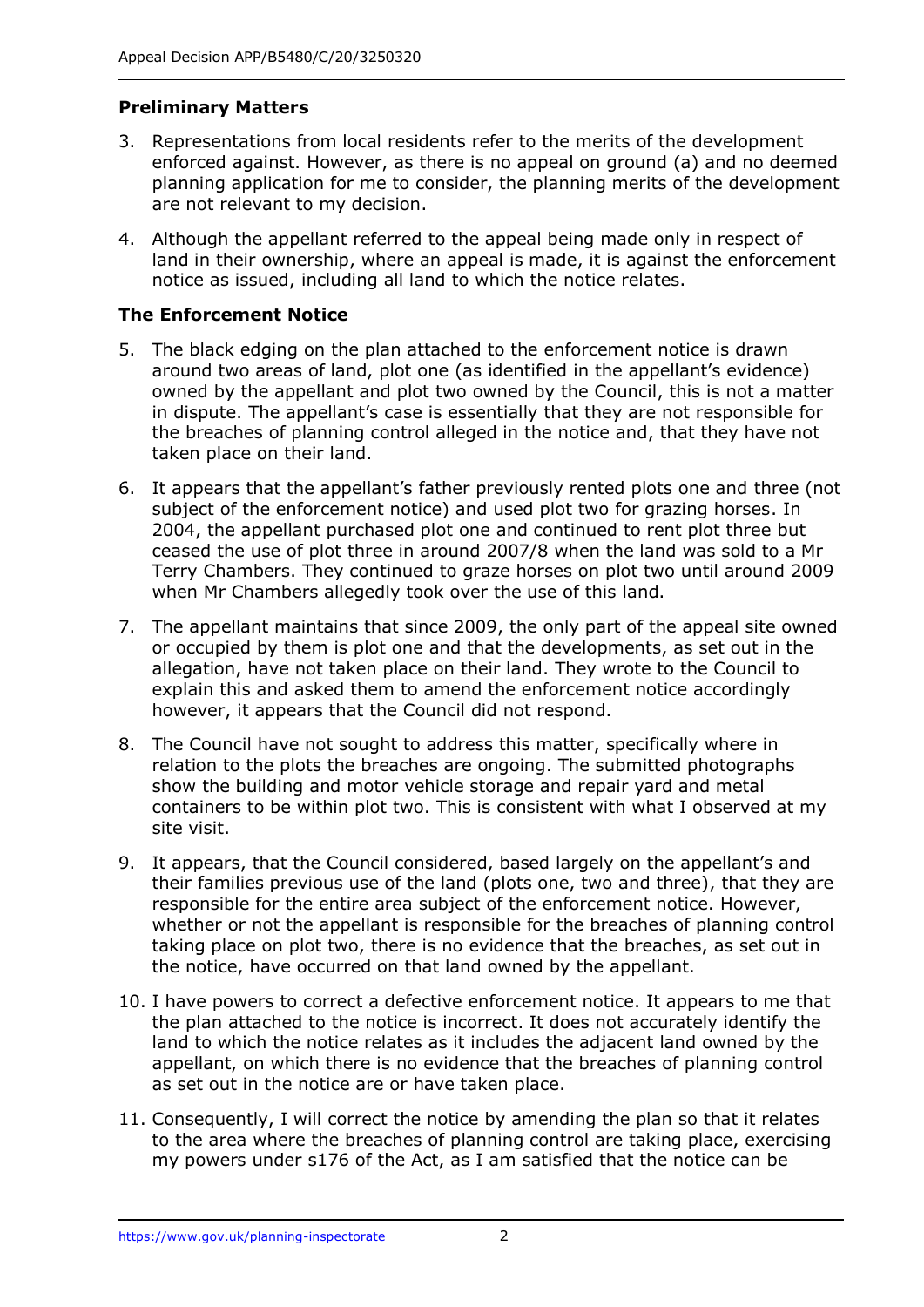## Preliminary Matters

3. Representations from local residents refer to the merits of the development enforced against. However, as there is no appeal on ground (a) and no deemed planning application for me to consider, the planning merits of the development are not relevant to my decision.

4. Although the appellant referred to the appeal being made only in respect of land in their ownership, where an appeal is made, it is against the enforcement notice as issued, including all land to which the notice relates.

## The Enforcement Notice

5. The black edging on the plan attached to the enforcement notice is drawn around two areas of land, plot one (as identified in the appellant's evidence) owned by the appellant and plot two owned by the Council, this is not a matter in dispute. The appellant's case is essentially that they are not responsible for the breaches of planning control alleged in the notice and, that they have not taken place on their land.

6. It appears that the appellant's father previously rented plots one and three (not subject of the enforcement notice) and used plot two for grazing horses. In 2004, the appellant purchased plot one and continued to rent plot three but ceased the use of plot three in around 2007/8 when the land was sold to a Mr Terry Chambers. They continued to graze horses on plot two until around 2009 when Mr Chambers allegedly took over the use of this land.

7. The appellant maintains that since 2009, the only part of the appeal site owned or occupied by them is plot one and that the developments, as set out in the allegation, have not taken place on their land. They wrote to the Council to explain this and asked them to amend the enforcement notice accordingly however, it appears that the Council did not respond.

8. The Council have not sought to address this matter, specifically where in relation to the plots the breaches are ongoing. The submitted photographs show the building and motor vehicle storage and repair yard and metal containers to be within plot two. This is consistent with what I observed at my site visit.

9. It appears, that the Council considered, based largely on the appellant's and their families previous use of the land (plots one, two and three), that they are responsible for the entire area subject of the enforcement notice. However, whether or not the appellant is responsible for the breaches of planning control taking place on plot two, there is no evidence that the breaches, as set out in the notice, have occurred on that land owned by the appellant.

10. I have powers to correct a defective enforcement notice. It appears to me that the plan attached to the notice is incorrect. It does not accurately identify the land to which the notice relates as it includes the adjacent land owned by the appellant, on which there is no evidence that the breaches of planning control as set out in the notice are or have taken place.

11. Consequently, I will correct the notice by amending the plan so that it relates to the area where the breaches of planning control are taking place, exercising my powers under s176 of the Act, as I am satisfied that the notice can be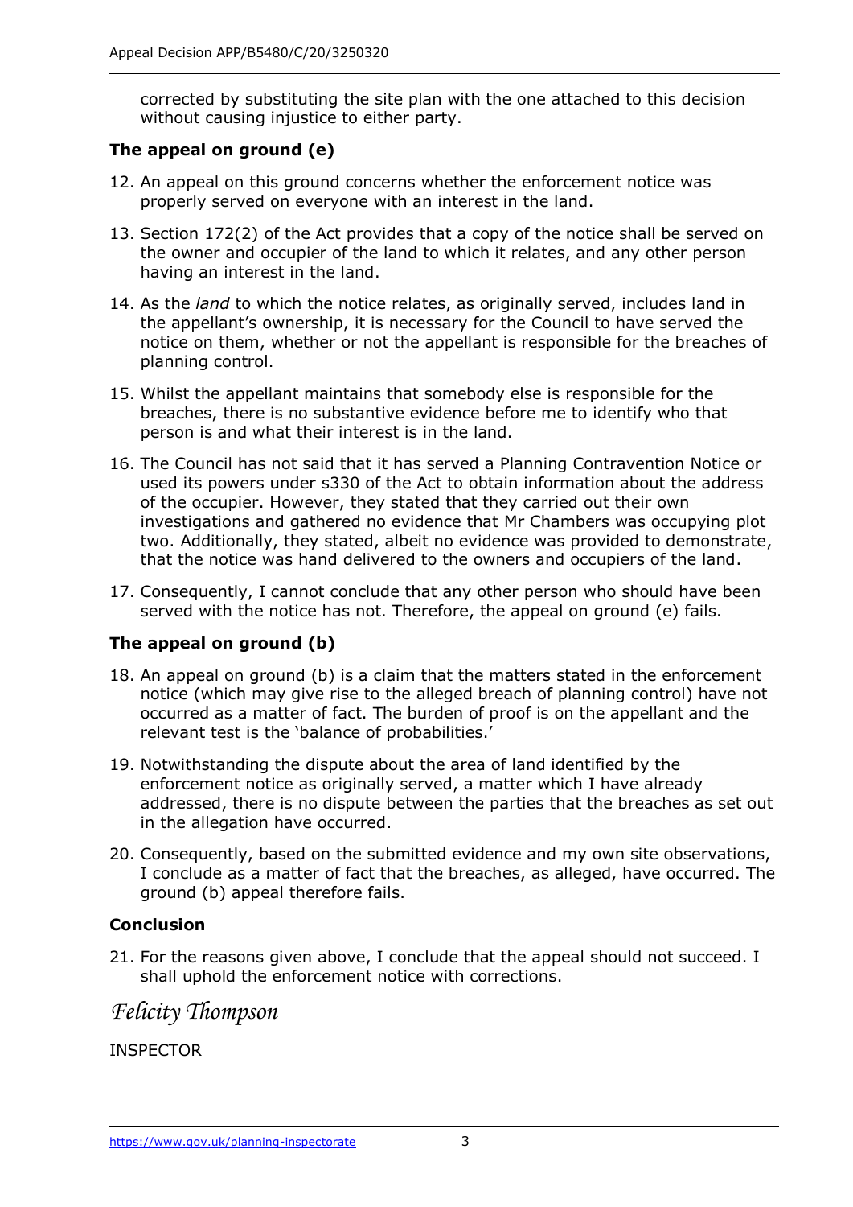corrected by substituting the site plan with the one attached to this decision without causing injustice to either party.

**The appeal on ground (e)**

12. An appeal on this ground concerns whether the enforcement notice was properly served on everyone with an interest in the land.

13. Section 172(2) of the Act provides that a copy of the notice shall be served on the owner and occupier of the land to which it relates, and any other person having an interest in the land.

14. As the *land* to which the notice relates, as originally served, includes land in the appellant's ownership, it is necessary for the Council to have served the notice on them, whether or not the appellant is responsible for the breaches of planning control.

15. Whilst the appellant maintains that somebody else is responsible for the breaches, there is no substantive evidence before me to identify who that person is and what their interest is in the land.

16. The Council has not said that it has served a Planning Contravention Notice or used its powers under s330 of the Act to obtain information about the address of the occupier. However, they stated that they carried out their own investigations and gathered no evidence that Mr Chambers was occupying plot two. Additionally, they stated, albeit no evidence was provided to demonstrate, that the notice was hand delivered to the owners and occupiers of the land.

17. Consequently, I cannot conclude that any other person who should have been served with the notice has not. Therefore, the appeal on ground (e) fails.

**The appeal on ground (b)**

18. An appeal on ground (b) is a claim that the matters stated in the enforcement notice (which may give rise to the alleged breach of planning control) have not occurred as a matter of fact. The burden of proof is on the appellant and the relevant test is the 'balance of probabilities.'

19. Notwithstanding the dispute about the area of land identified by the enforcement notice as originally served, a matter which I have already addressed, there is no dispute between the parties that the breaches as set out in the allegation have occurred.

20. Consequently, based on the submitted evidence and my own site observations, I conclude as a matter of fact that the breaches, as alleged, have occurred. The ground (b) appeal therefore fails.

**Conclusion**

21. For the reasons given above, I conclude that the appeal should not succeed. I shall uphold the enforcement notice with corrections.

*Felicity Thompson*

INSPECTOR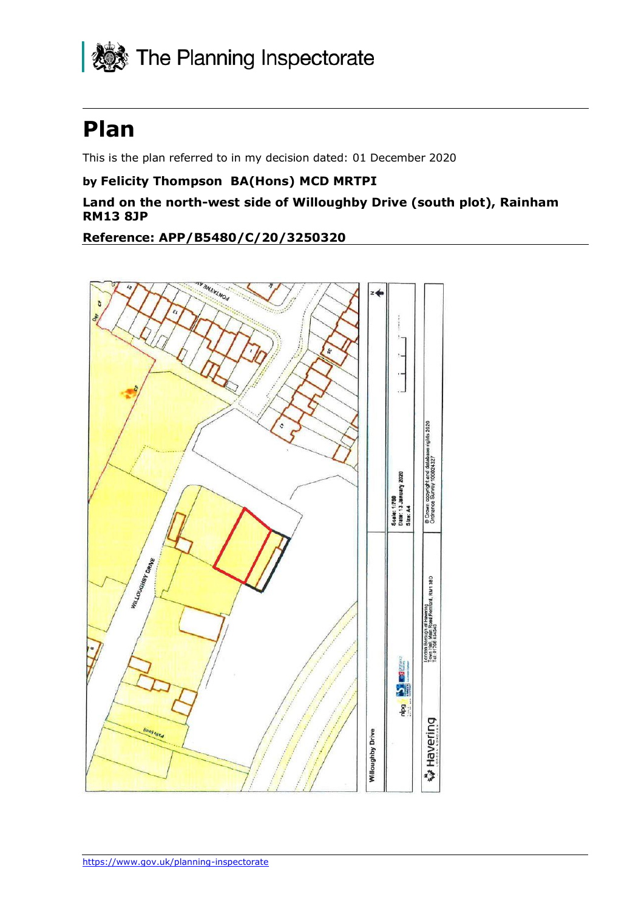![The Planning Inspectorate]

# Plan

This is the plan referred to in my decision dated: 01 December 2020

**by Felicity Thompson BA(Hons) MCD MRTPI**

**Land on the north-west side of Willoughby Drive (south plot), Rainham RM13 8JP**

**Reference: APP/B5480/C/20/3250320**

FONTAYNE AVENUE

WILLOUGHBY DRIVE

Willoughby Drive

Scale: 1:750
Date: 13 January 2020
Size: A4

© Crown copyright and database rights 2020
Ordnance Survey 100024327

London Borough of Havering
Town Hall, Main Road Romford, RM1 3BD
Tel: 01708 434343

Havering
LONDON BOROUGH

https://www.gov.uk/planning-inspectorate